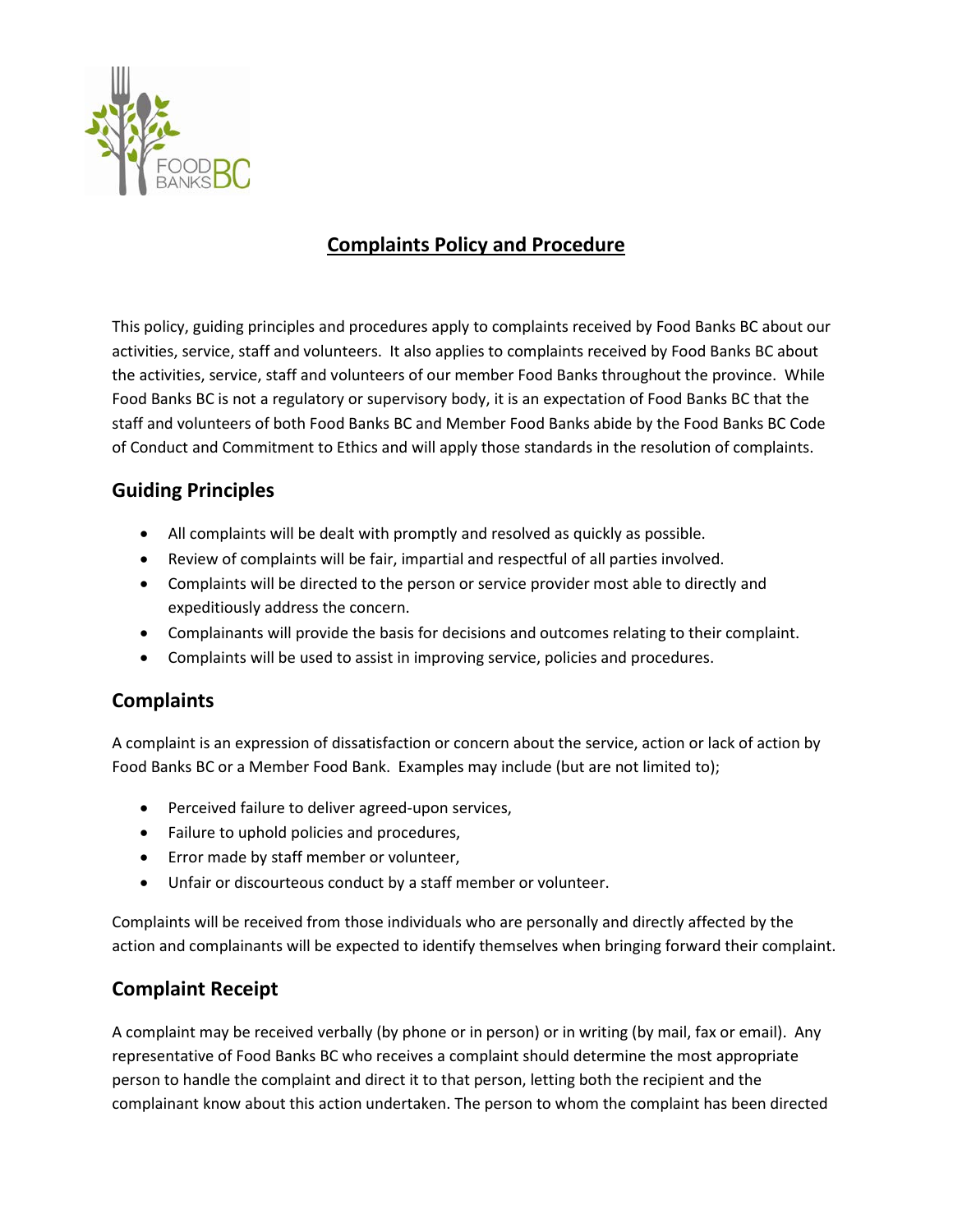# Complaints Policy and Procedure

This policy, guiding principles and procedures apply to complaints received by Food Banks BC about our activities, service, staff and volunteers. It also applies to complaints received by Food Banks BC about the activities, service, staff and volunteers of our member Food Banks throughout the province. While Food Banks BC is not a regulatory or supervisory body, it is an expectation of Food Banks BC that the staff and volunteers of both Food Banks BC and Member Food Banks abide by the Food Banks BC Code of Conduct and Commitment to Ethics and will apply those standards in the resolution of complaints.

## Guiding Principles

- All complaints will be dealt with promptly and resolved as quickly as possible.
- Review of complaints will be fair, impartial and respectful of all parties involved.
- Complaints will be directed to the person or service provider most able to directly and expeditiously address the concern.
- Complainants will provide the basis for decisions and outcomes relating to their complaint.
- Complaints will be used to assist in improving service, policies and procedures.

## Complaints

A complaint is an expression of dissatisfaction or concern about the service, action or lack of action by Food Banks BC or a Member Food Bank. Examples may include (but are not limited to);

- Perceived failure to deliver agreed-upon services,
- Failure to uphold policies and procedures,
- Error made by staff member or volunteer,
- Unfair or discourteous conduct by a staff member or volunteer.

Complaints will be received from those individuals who are personally and directly affected by the action and complainants will be expected to identify themselves when bringing forward their complaint.

## Complaint Receipt

A complaint may be received verbally (by phone or in person) or in writing (by mail, fax or email). Any representative of Food Banks BC who receives a complaint should determine the most appropriate person to handle the complaint and direct it to that person, letting both the recipient and the complainant know about this action undertaken. The person to whom the complaint has been directed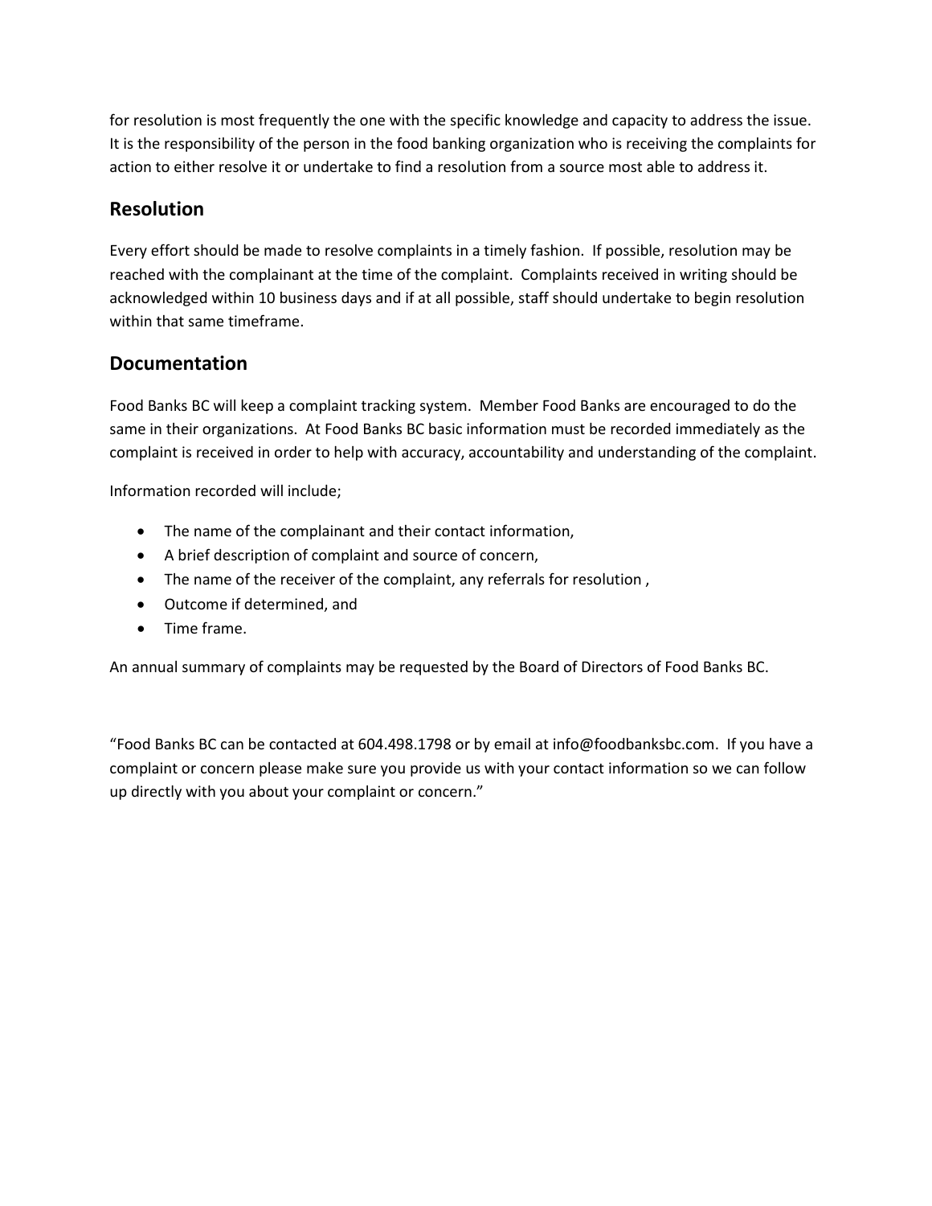for resolution is most frequently the one with the specific knowledge and capacity to address the issue. It is the responsibility of the person in the food banking organization who is receiving the complaints for action to either resolve it or undertake to find a resolution from a source most able to address it.

## Resolution

Every effort should be made to resolve complaints in a timely fashion. If possible, resolution may be reached with the complainant at the time of the complaint. Complaints received in writing should be acknowledged within 10 business days and if at all possible, staff should undertake to begin resolution within that same timeframe.

## Documentation

Food Banks BC will keep a complaint tracking system. Member Food Banks are encouraged to do the same in their organizations. At Food Banks BC basic information must be recorded immediately as the complaint is received in order to help with accuracy, accountability and understanding of the complaint.

Information recorded will include;

- The name of the complainant and their contact information,
- A brief description of complaint and source of concern,
- The name of the receiver of the complaint, any referrals for resolution ,
- Outcome if determined, and
- Time frame.

An annual summary of complaints may be requested by the Board of Directors of Food Banks BC.

"Food Banks BC can be contacted at 604.498.1798 or by email at info@foodbanksbc.com. If you have a complaint or concern please make sure you provide us with your contact information so we can follow up directly with you about your complaint or concern."